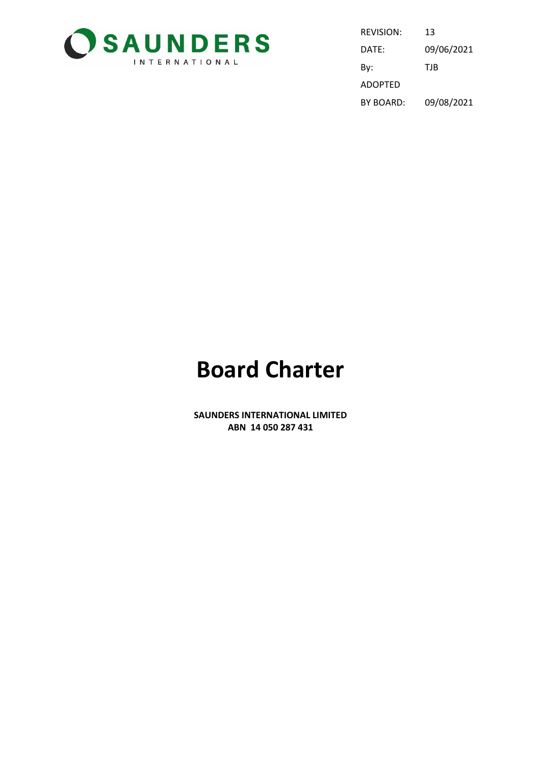SAUNDERS INTERNATIONAL

| REVISION: | 13 |
| --- | --- |
| DATE: | 09/06/2021 |
| By: | TJB |
| ADOPTED BY BOARD: | 09/08/2021 |

# Board Charter

**SAUNDERS INTERNATIONAL LIMITED**
**ABN 14 050 287 431**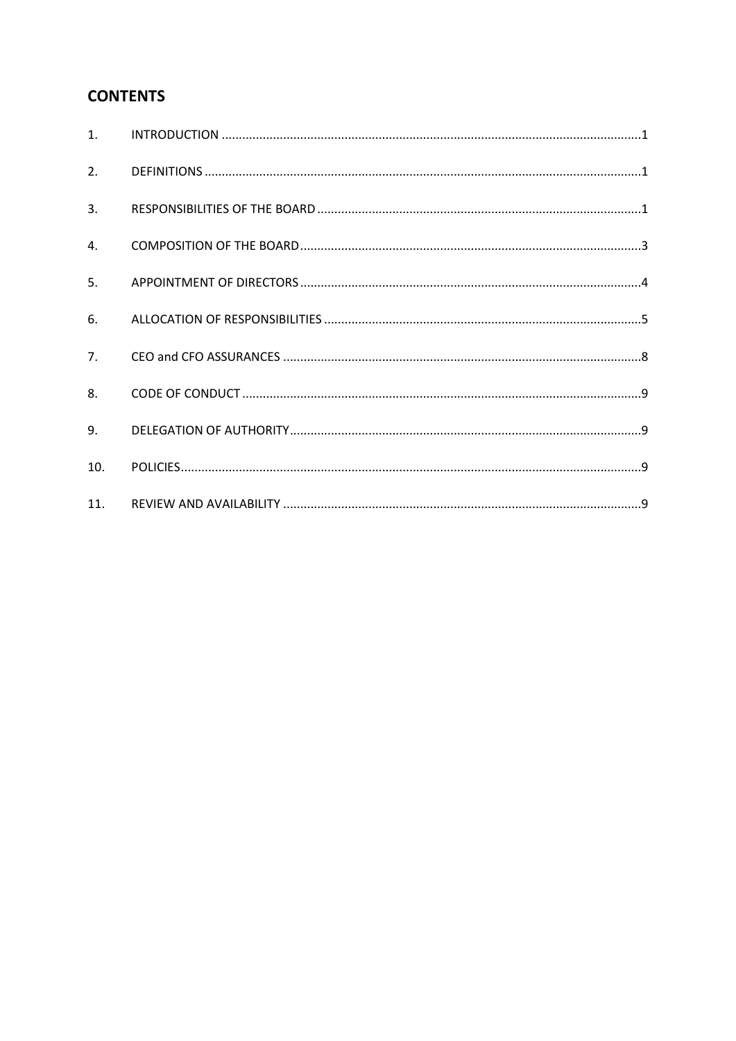## CONTENTS

| | | |
|---|---|---|
| 1. | INTRODUCTION | 1 |
| 2. | DEFINITIONS | 1 |
| 3. | RESPONSIBILITIES OF THE BOARD | 1 |
| 4. | COMPOSITION OF THE BOARD | 3 |
| 5. | APPOINTMENT OF DIRECTORS | 4 |
| 6. | ALLOCATION OF RESPONSIBILITIES | 5 |
| 7. | CEO and CFO ASSURANCES | 8 |
| 8. | CODE OF CONDUCT | 9 |
| 9. | DELEGATION OF AUTHORITY | 9 |
| 10. | POLICIES | 9 |
| 11. | REVIEW AND AVAILABILITY | 9 |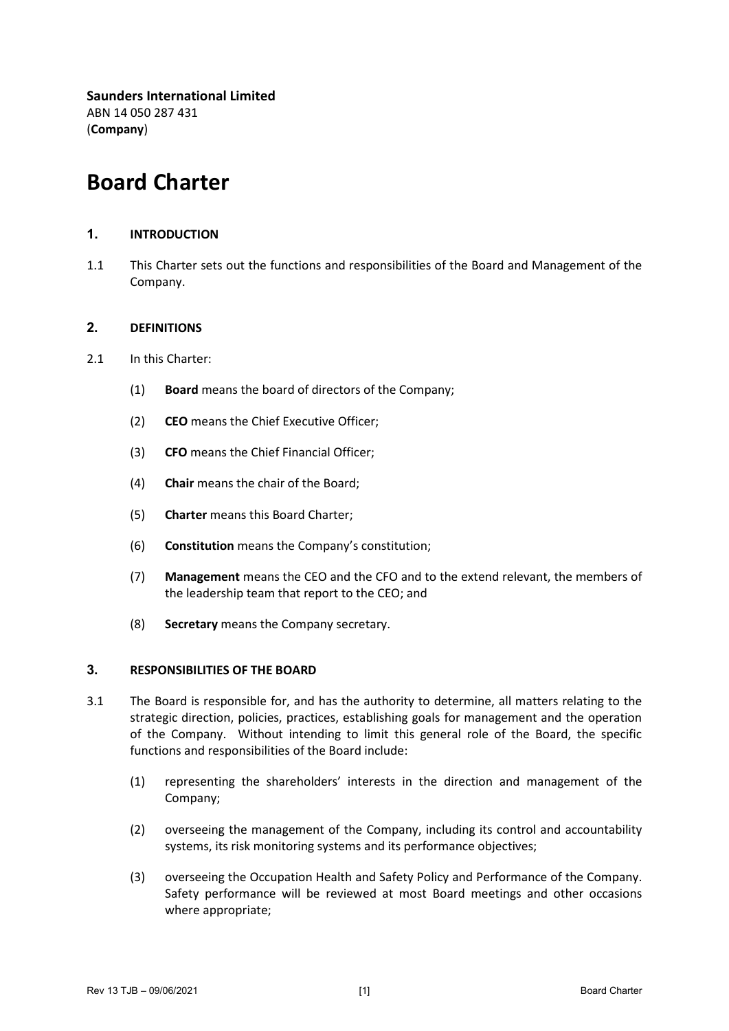**Saunders International Limited**
ABN 14 050 287 431
(**Company**)

# Board Charter

## 1. INTRODUCTION

1.1 This Charter sets out the functions and responsibilities of the Board and Management of the Company.

## 2. DEFINITIONS

2.1 In this Charter:

(1) **Board** means the board of directors of the Company;

(2) **CEO** means the Chief Executive Officer;

(3) **CFO** means the Chief Financial Officer;

(4) **Chair** means the chair of the Board;

(5) **Charter** means this Board Charter;

(6) **Constitution** means the Company's constitution;

(7) **Management** means the CEO and the CFO and to the extend relevant, the members of the leadership team that report to the CEO; and

(8) **Secretary** means the Company secretary.

## 3. RESPONSIBILITIES OF THE BOARD

3.1 The Board is responsible for, and has the authority to determine, all matters relating to the strategic direction, policies, practices, establishing goals for management and the operation of the Company. Without intending to limit this general role of the Board, the specific functions and responsibilities of the Board include:

(1) representing the shareholders' interests in the direction and management of the Company;

(2) overseeing the management of the Company, including its control and accountability systems, its risk monitoring systems and its performance objectives;

(3) overseeing the Occupation Health and Safety Policy and Performance of the Company. Safety performance will be reviewed at most Board meetings and other occasions where appropriate;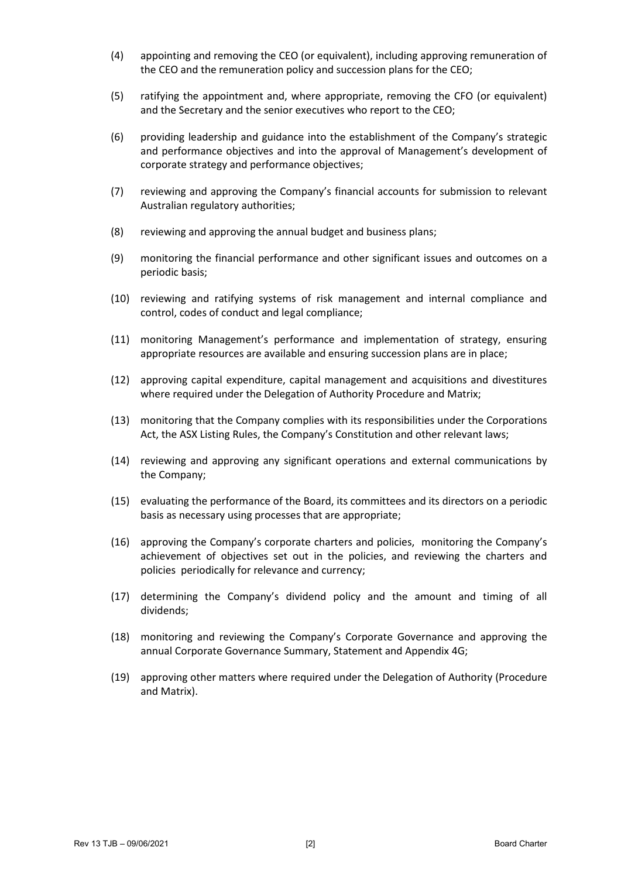(4) appointing and removing the CEO (or equivalent), including approving remuneration of the CEO and the remuneration policy and succession plans for the CEO;

(5) ratifying the appointment and, where appropriate, removing the CFO (or equivalent) and the Secretary and the senior executives who report to the CEO;

(6) providing leadership and guidance into the establishment of the Company's strategic and performance objectives and into the approval of Management's development of corporate strategy and performance objectives;

(7) reviewing and approving the Company's financial accounts for submission to relevant Australian regulatory authorities;

(8) reviewing and approving the annual budget and business plans;

(9) monitoring the financial performance and other significant issues and outcomes on a periodic basis;

(10) reviewing and ratifying systems of risk management and internal compliance and control, codes of conduct and legal compliance;

(11) monitoring Management's performance and implementation of strategy, ensuring appropriate resources are available and ensuring succession plans are in place;

(12) approving capital expenditure, capital management and acquisitions and divestitures where required under the Delegation of Authority Procedure and Matrix;

(13) monitoring that the Company complies with its responsibilities under the Corporations Act, the ASX Listing Rules, the Company's Constitution and other relevant laws;

(14) reviewing and approving any significant operations and external communications by the Company;

(15) evaluating the performance of the Board, its committees and its directors on a periodic basis as necessary using processes that are appropriate;

(16) approving the Company's corporate charters and policies, monitoring the Company's achievement of objectives set out in the policies, and reviewing the charters and policies periodically for relevance and currency;

(17) determining the Company's dividend policy and the amount and timing of all dividends;

(18) monitoring and reviewing the Company's Corporate Governance and approving the annual Corporate Governance Summary, Statement and Appendix 4G;

(19) approving other matters where required under the Delegation of Authority (Procedure and Matrix).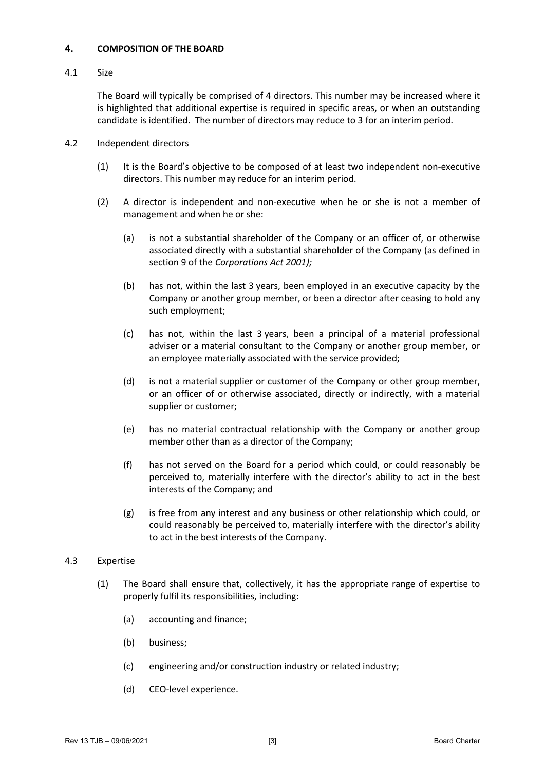## 4. COMPOSITION OF THE BOARD

### 4.1 Size

The Board will typically be comprised of 4 directors. This number may be increased where it is highlighted that additional expertise is required in specific areas, or when an outstanding candidate is identified. The number of directors may reduce to 3 for an interim period.

### 4.2 Independent directors

(1) It is the Board's objective to be composed of at least two independent non-executive directors. This number may reduce for an interim period.

(2) A director is independent and non-executive when he or she is not a member of management and when he or she:

(a) is not a substantial shareholder of the Company or an officer of, or otherwise associated directly with a substantial shareholder of the Company (as defined in section 9 of the *Corporations Act 2001);*

(b) has not, within the last 3 years, been employed in an executive capacity by the Company or another group member, or been a director after ceasing to hold any such employment;

(c) has not, within the last 3 years, been a principal of a material professional adviser or a material consultant to the Company or another group member, or an employee materially associated with the service provided;

(d) is not a material supplier or customer of the Company or other group member, or an officer of or otherwise associated, directly or indirectly, with a material supplier or customer;

(e) has no material contractual relationship with the Company or another group member other than as a director of the Company;

(f) has not served on the Board for a period which could, or could reasonably be perceived to, materially interfere with the director's ability to act in the best interests of the Company; and

(g) is free from any interest and any business or other relationship which could, or could reasonably be perceived to, materially interfere with the director's ability to act in the best interests of the Company.

### 4.3 Expertise

(1) The Board shall ensure that, collectively, it has the appropriate range of expertise to properly fulfil its responsibilities, including:

(a) accounting and finance;

(b) business;

(c) engineering and/or construction industry or related industry;

(d) CEO-level experience.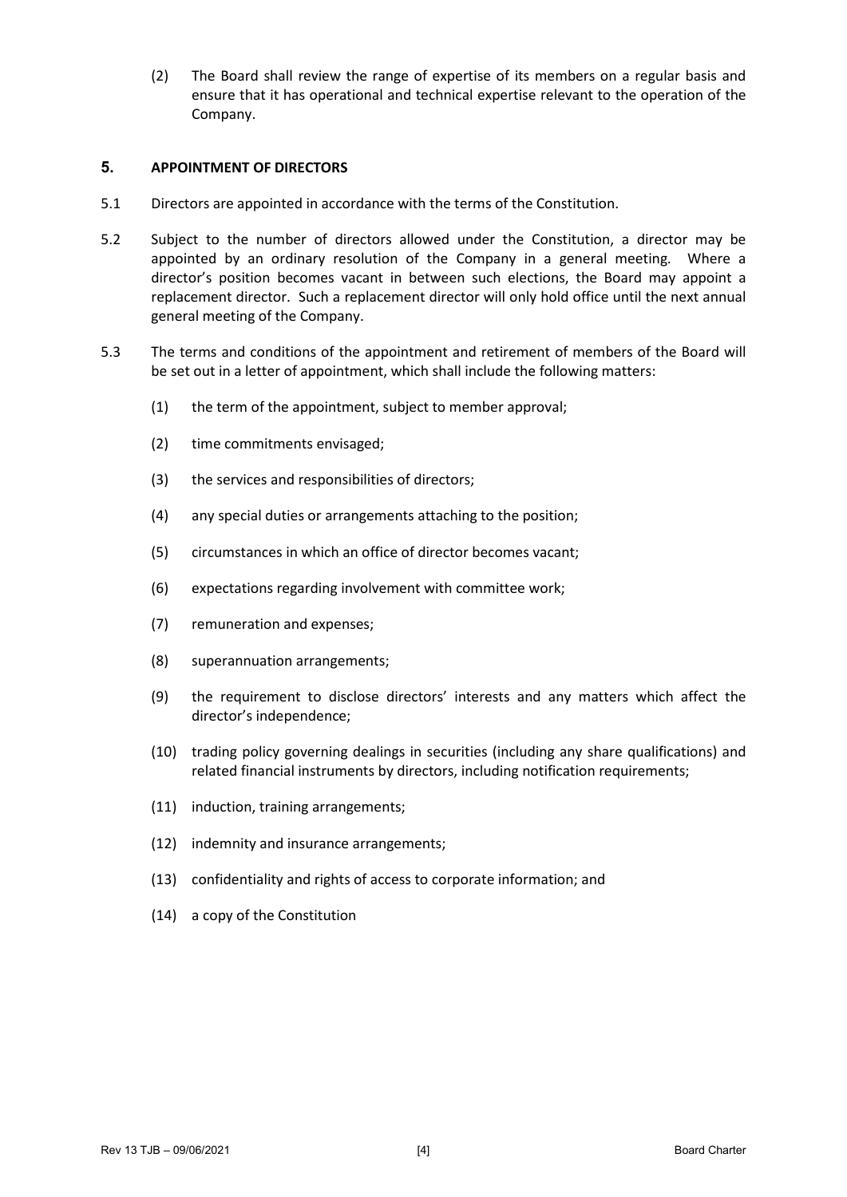(2) The Board shall review the range of expertise of its members on a regular basis and ensure that it has operational and technical expertise relevant to the operation of the Company.

## 5. APPOINTMENT OF DIRECTORS

5.1 Directors are appointed in accordance with the terms of the Constitution.

5.2 Subject to the number of directors allowed under the Constitution, a director may be appointed by an ordinary resolution of the Company in a general meeting. Where a director's position becomes vacant in between such elections, the Board may appoint a replacement director. Such a replacement director will only hold office until the next annual general meeting of the Company.

5.3 The terms and conditions of the appointment and retirement of members of the Board will be set out in a letter of appointment, which shall include the following matters:

(1) the term of the appointment, subject to member approval;

(2) time commitments envisaged;

(3) the services and responsibilities of directors;

(4) any special duties or arrangements attaching to the position;

(5) circumstances in which an office of director becomes vacant;

(6) expectations regarding involvement with committee work;

(7) remuneration and expenses;

(8) superannuation arrangements;

(9) the requirement to disclose directors' interests and any matters which affect the director's independence;

(10) trading policy governing dealings in securities (including any share qualifications) and related financial instruments by directors, including notification requirements;

(11) induction, training arrangements;

(12) indemnity and insurance arrangements;

(13) confidentiality and rights of access to corporate information; and

(14) a copy of the Constitution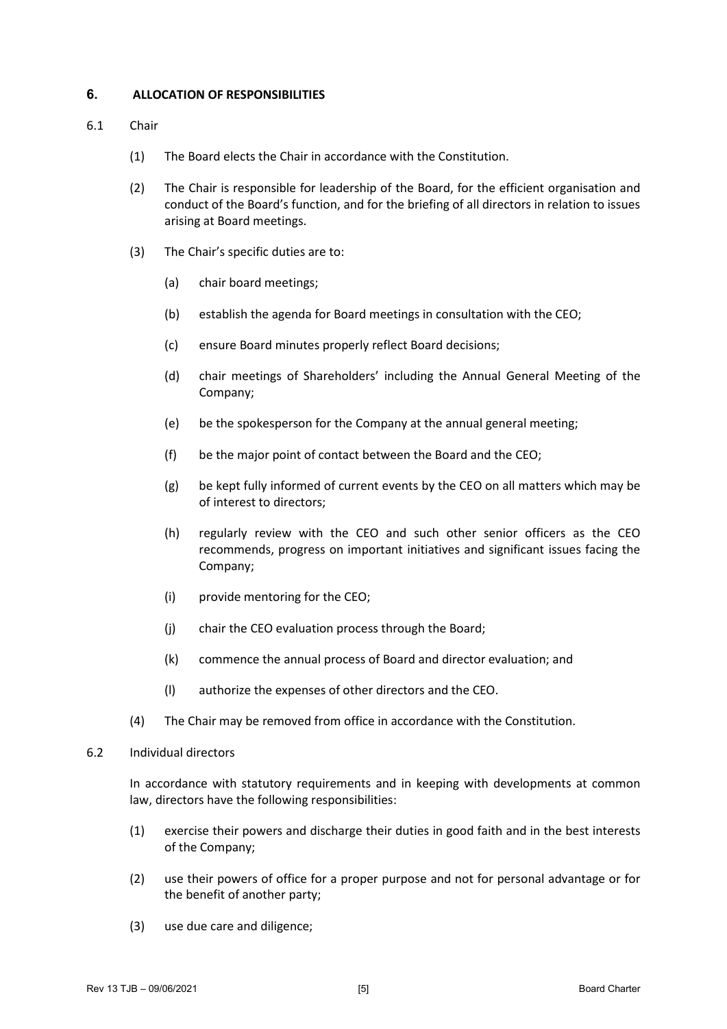## 6. ALLOCATION OF RESPONSIBILITIES

6.1 Chair

(1) The Board elects the Chair in accordance with the Constitution.

(2) The Chair is responsible for leadership of the Board, for the efficient organisation and conduct of the Board's function, and for the briefing of all directors in relation to issues arising at Board meetings.

(3) The Chair's specific duties are to:

(a) chair board meetings;

(b) establish the agenda for Board meetings in consultation with the CEO;

(c) ensure Board minutes properly reflect Board decisions;

(d) chair meetings of Shareholders' including the Annual General Meeting of the Company;

(e) be the spokesperson for the Company at the annual general meeting;

(f) be the major point of contact between the Board and the CEO;

(g) be kept fully informed of current events by the CEO on all matters which may be of interest to directors;

(h) regularly review with the CEO and such other senior officers as the CEO recommends, progress on important initiatives and significant issues facing the Company;

(i) provide mentoring for the CEO;

(j) chair the CEO evaluation process through the Board;

(k) commence the annual process of Board and director evaluation; and

(l) authorize the expenses of other directors and the CEO.

(4) The Chair may be removed from office in accordance with the Constitution.

6.2 Individual directors

In accordance with statutory requirements and in keeping with developments at common law, directors have the following responsibilities:

(1) exercise their powers and discharge their duties in good faith and in the best interests of the Company;

(2) use their powers of office for a proper purpose and not for personal advantage or for the benefit of another party;

(3) use due care and diligence;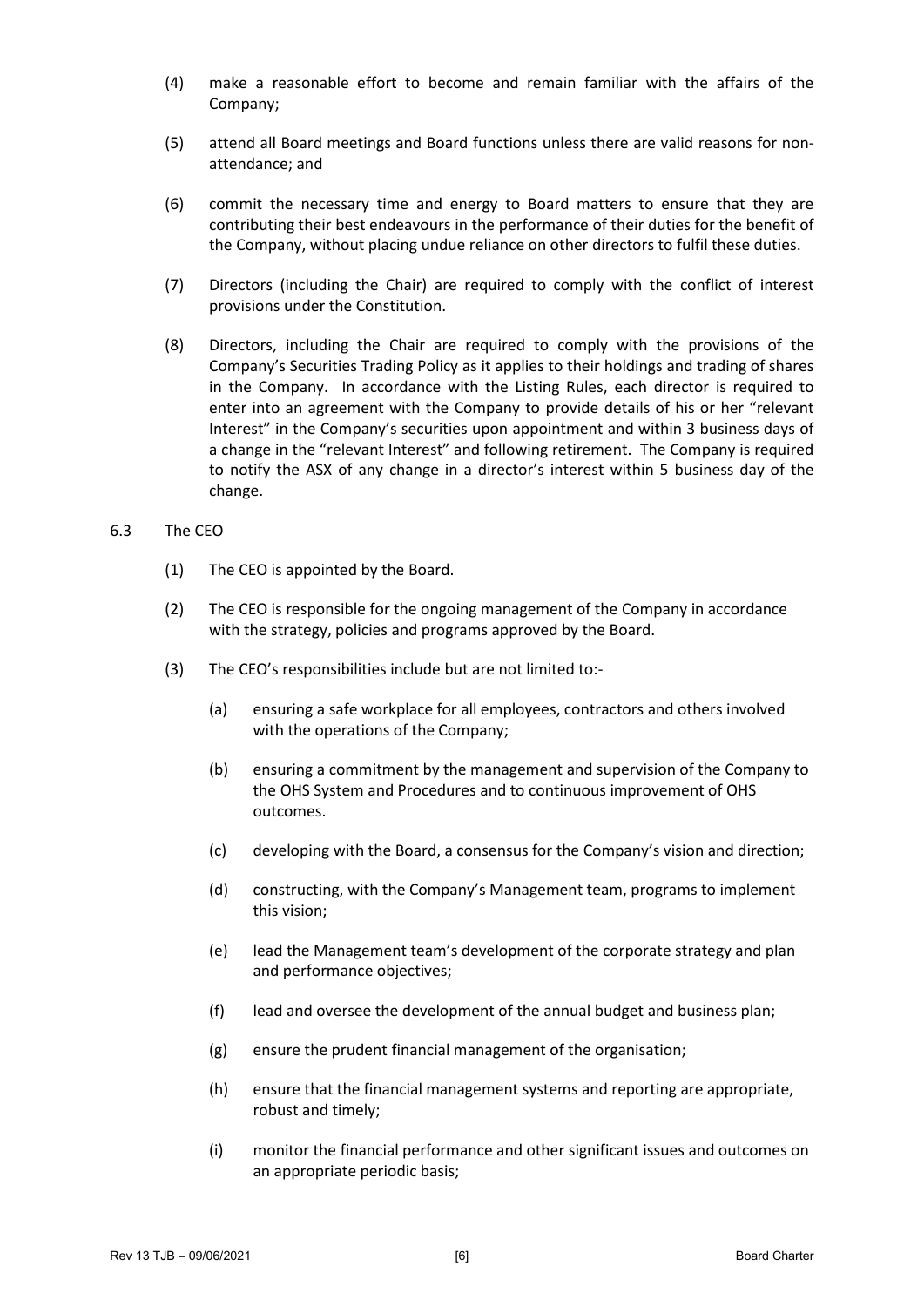(4) make a reasonable effort to become and remain familiar with the affairs of the Company;

(5) attend all Board meetings and Board functions unless there are valid reasons for non-attendance; and

(6) commit the necessary time and energy to Board matters to ensure that they are contributing their best endeavours in the performance of their duties for the benefit of the Company, without placing undue reliance on other directors to fulfil these duties.

(7) Directors (including the Chair) are required to comply with the conflict of interest provisions under the Constitution.

(8) Directors, including the Chair are required to comply with the provisions of the Company's Securities Trading Policy as it applies to their holdings and trading of shares in the Company. In accordance with the Listing Rules, each director is required to enter into an agreement with the Company to provide details of his or her "relevant Interest" in the Company's securities upon appointment and within 3 business days of a change in the "relevant Interest" and following retirement. The Company is required to notify the ASX of any change in a director's interest within 5 business day of the change.

6.3 The CEO

(1) The CEO is appointed by the Board.

(2) The CEO is responsible for the ongoing management of the Company in accordance with the strategy, policies and programs approved by the Board.

(3) The CEO's responsibilities include but are not limited to:-

(a) ensuring a safe workplace for all employees, contractors and others involved with the operations of the Company;

(b) ensuring a commitment by the management and supervision of the Company to the OHS System and Procedures and to continuous improvement of OHS outcomes.

(c) developing with the Board, a consensus for the Company's vision and direction;

(d) constructing, with the Company's Management team, programs to implement this vision;

(e) lead the Management team's development of the corporate strategy and plan and performance objectives;

(f) lead and oversee the development of the annual budget and business plan;

(g) ensure the prudent financial management of the organisation;

(h) ensure that the financial management systems and reporting are appropriate, robust and timely;

(i) monitor the financial performance and other significant issues and outcomes on an appropriate periodic basis;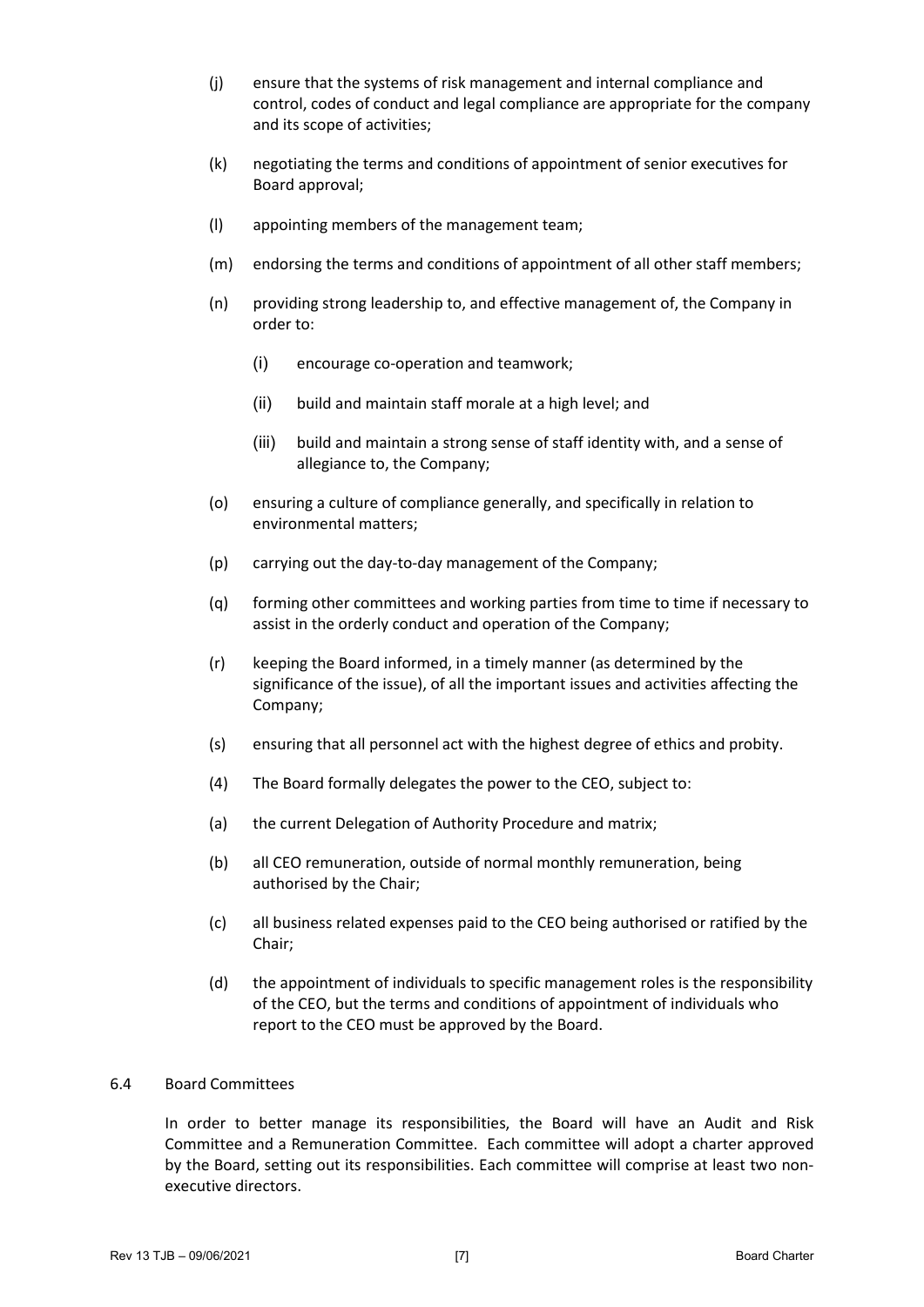(j) ensure that the systems of risk management and internal compliance and control, codes of conduct and legal compliance are appropriate for the company and its scope of activities;

(k) negotiating the terms and conditions of appointment of senior executives for Board approval;

(l) appointing members of the management team;

(m) endorsing the terms and conditions of appointment of all other staff members;

(n) providing strong leadership to, and effective management of, the Company in order to:

  (i) encourage co-operation and teamwork;

  (ii) build and maintain staff morale at a high level; and

  (iii) build and maintain a strong sense of staff identity with, and a sense of allegiance to, the Company;

(o) ensuring a culture of compliance generally, and specifically in relation to environmental matters;

(p) carrying out the day-to-day management of the Company;

(q) forming other committees and working parties from time to time if necessary to assist in the orderly conduct and operation of the Company;

(r) keeping the Board informed, in a timely manner (as determined by the significance of the issue), of all the important issues and activities affecting the Company;

(s) ensuring that all personnel act with the highest degree of ethics and probity.

(4) The Board formally delegates the power to the CEO, subject to:

(a) the current Delegation of Authority Procedure and matrix;

(b) all CEO remuneration, outside of normal monthly remuneration, being authorised by the Chair;

(c) all business related expenses paid to the CEO being authorised or ratified by the Chair;

(d) the appointment of individuals to specific management roles is the responsibility of the CEO, but the terms and conditions of appointment of individuals who report to the CEO must be approved by the Board.

## 6.4 Board Committees

In order to better manage its responsibilities, the Board will have an Audit and Risk Committee and a Remuneration Committee. Each committee will adopt a charter approved by the Board, setting out its responsibilities. Each committee will comprise at least two non-executive directors.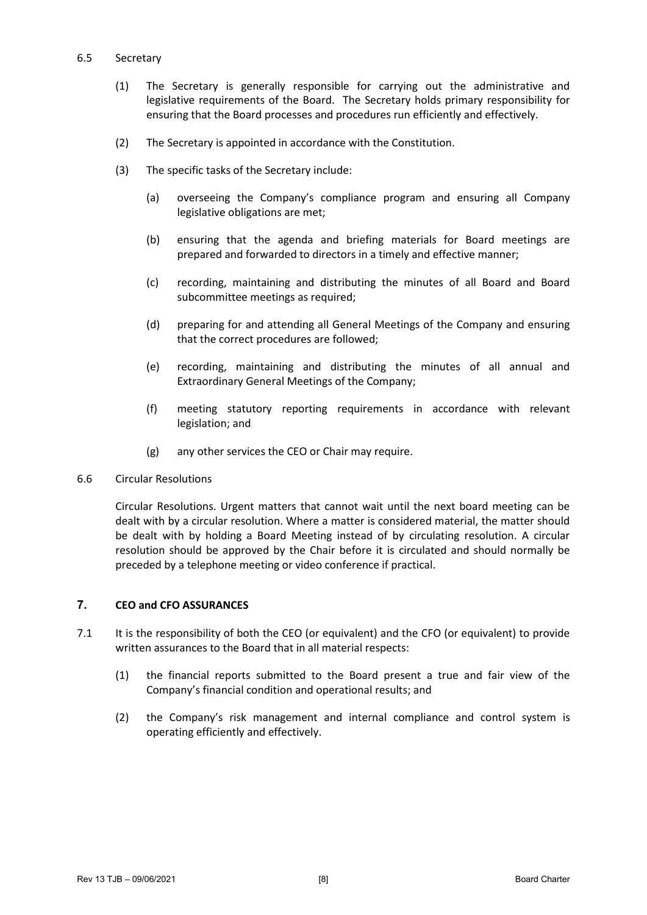6.5 Secretary

(1) The Secretary is generally responsible for carrying out the administrative and legislative requirements of the Board. The Secretary holds primary responsibility for ensuring that the Board processes and procedures run efficiently and effectively.

(2) The Secretary is appointed in accordance with the Constitution.

(3) The specific tasks of the Secretary include:

(a) overseeing the Company's compliance program and ensuring all Company legislative obligations are met;

(b) ensuring that the agenda and briefing materials for Board meetings are prepared and forwarded to directors in a timely and effective manner;

(c) recording, maintaining and distributing the minutes of all Board and Board subcommittee meetings as required;

(d) preparing for and attending all General Meetings of the Company and ensuring that the correct procedures are followed;

(e) recording, maintaining and distributing the minutes of all annual and Extraordinary General Meetings of the Company;

(f) meeting statutory reporting requirements in accordance with relevant legislation; and

(g) any other services the CEO or Chair may require.

6.6 Circular Resolutions

Circular Resolutions. Urgent matters that cannot wait until the next board meeting can be dealt with by a circular resolution. Where a matter is considered material, the matter should be dealt with by holding a Board Meeting instead of by circulating resolution. A circular resolution should be approved by the Chair before it is circulated and should normally be preceded by a telephone meeting or video conference if practical.

## 7. CEO and CFO ASSURANCES

7.1 It is the responsibility of both the CEO (or equivalent) and the CFO (or equivalent) to provide written assurances to the Board that in all material respects:

(1) the financial reports submitted to the Board present a true and fair view of the Company's financial condition and operational results; and

(2) the Company's risk management and internal compliance and control system is operating efficiently and effectively.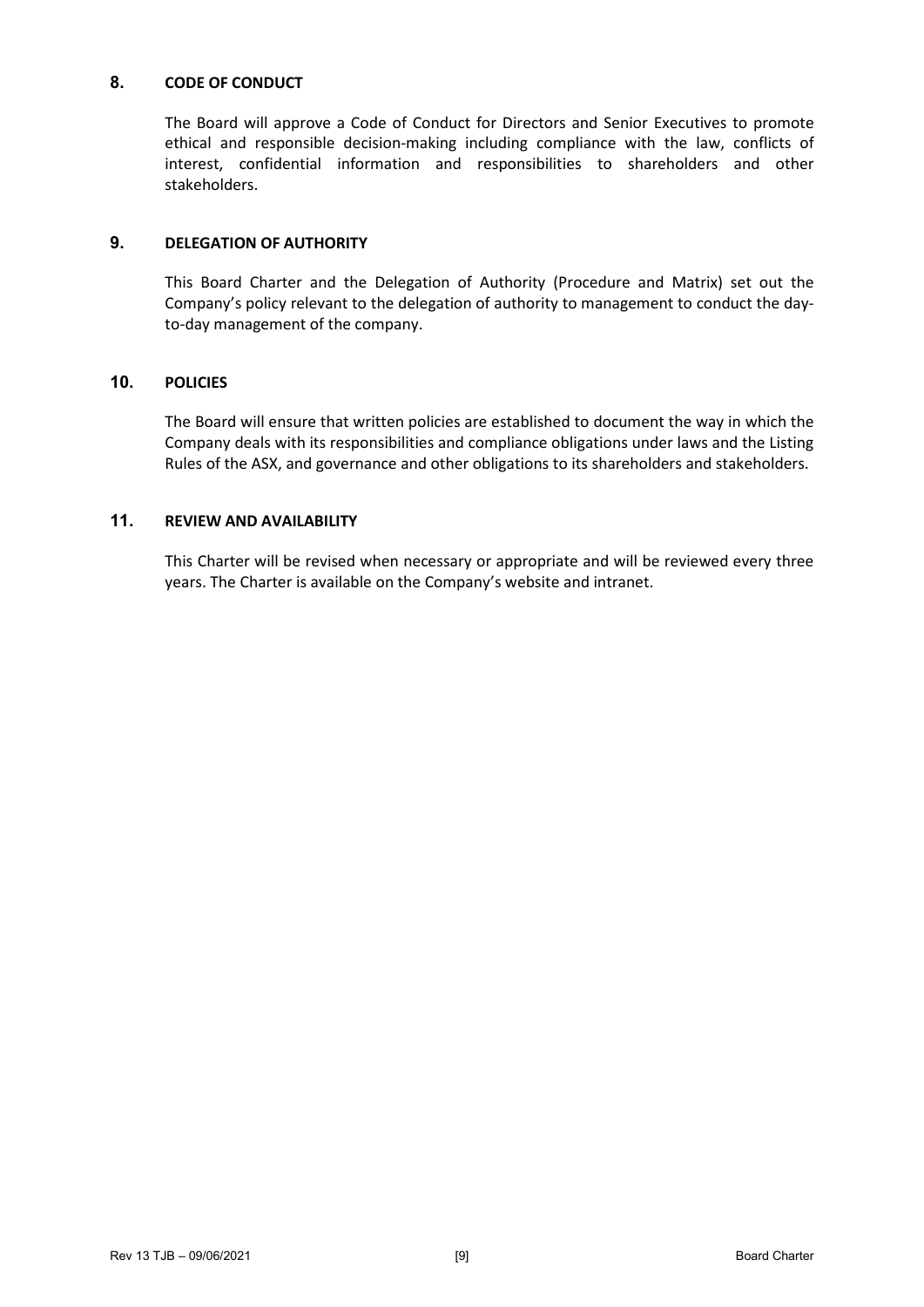## 8. CODE OF CONDUCT

The Board will approve a Code of Conduct for Directors and Senior Executives to promote ethical and responsible decision-making including compliance with the law, conflicts of interest, confidential information and responsibilities to shareholders and other stakeholders.

## 9. DELEGATION OF AUTHORITY

This Board Charter and the Delegation of Authority (Procedure and Matrix) set out the Company's policy relevant to the delegation of authority to management to conduct the day-to-day management of the company.

## 10. POLICIES

The Board will ensure that written policies are established to document the way in which the Company deals with its responsibilities and compliance obligations under laws and the Listing Rules of the ASX, and governance and other obligations to its shareholders and stakeholders.

## 11. REVIEW AND AVAILABILITY

This Charter will be revised when necessary or appropriate and will be reviewed every three years. The Charter is available on the Company's website and intranet.